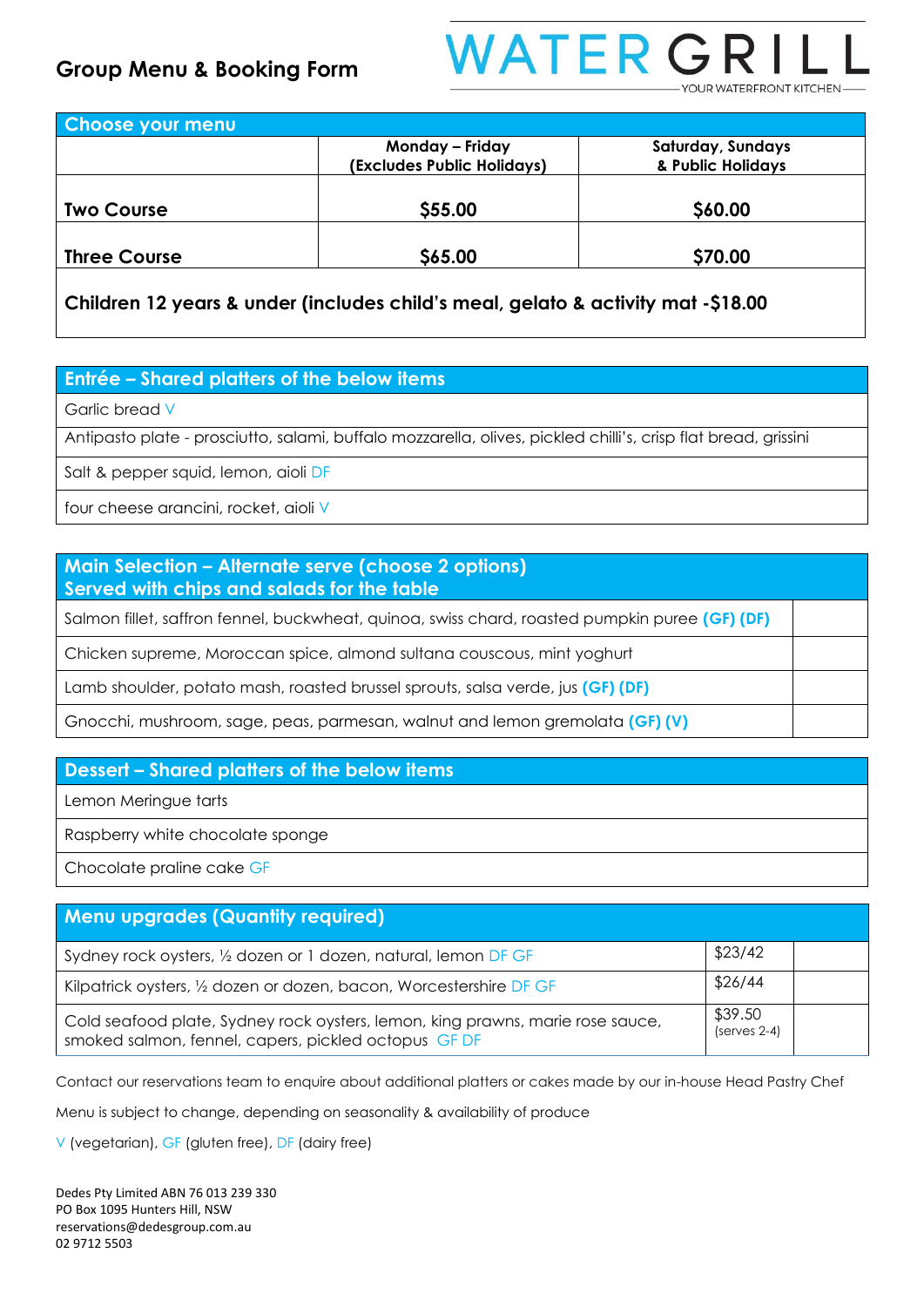## Group Menu & Booking Form

# WATER GRILL

YOUR WATERFRONT KITCHEN

## Choose your menu

| | Monday – Friday (Excludes Public Holidays) | Saturday, Sundays & Public Holidays |
|---|---|---|
| **Two Course** | **$55.00** | **$60.00** |
| **Three Course** | **$65.00** | **$70.00** |

**Children 12 years & under (includes child's meal, gelato & activity mat -$18.00**

## Entrée – Shared platters of the below items

- Garlic bread V
- Antipasto plate - prosciutto, salami, buffalo mozzarella, olives, pickled chilli's, crisp flat bread, grissini
- Salt & pepper squid, lemon, aioli DF
- four cheese arancini, rocket, aioli V

## Main Selection – Alternate serve (choose 2 options)
## Served with chips and salads for the table

| | |
|---|---|
| Salmon fillet, saffron fennel, buckwheat, quinoa, swiss chard, roasted pumpkin puree **(GF) (DF)** | |
| Chicken supreme, Moroccan spice, almond sultana couscous, mint yoghurt | |
| Lamb shoulder, potato mash, roasted brussel sprouts, salsa verde, jus **(GF) (DF)** | |
| Gnocchi, mushroom, sage, peas, parmesan, walnut and lemon gremolata **(GF) (V)** | |

## Dessert – Shared platters of the below items

- Lemon Meringue tarts
- Raspberry white chocolate sponge
- Chocolate praline cake GF

## Menu upgrades (Quantity required)

| | | |
|---|---|---|
| Sydney rock oysters, ½ dozen or 1 dozen, natural, lemon DF GF | $23/42 | |
| Kilpatrick oysters, ½ dozen or dozen, bacon, Worcestershire DF GF | $26/44 | |
| Cold seafood plate, Sydney rock oysters, lemon, king prawns, marie rose sauce, smoked salmon, fennel, capers, pickled octopus GF DF | $39.50 (serves 2-4) | |

Contact our reservations team to enquire about additional platters or cakes made by our in-house Head Pastry Chef

Menu is subject to change, depending on seasonality & availability of produce

V (vegetarian), GF (gluten free), DF (dairy free)

Dedes Pty Limited ABN 76 013 239 330
PO Box 1095 Hunters Hill, NSW
reservations@dedesgroup.com.au
02 9712 5503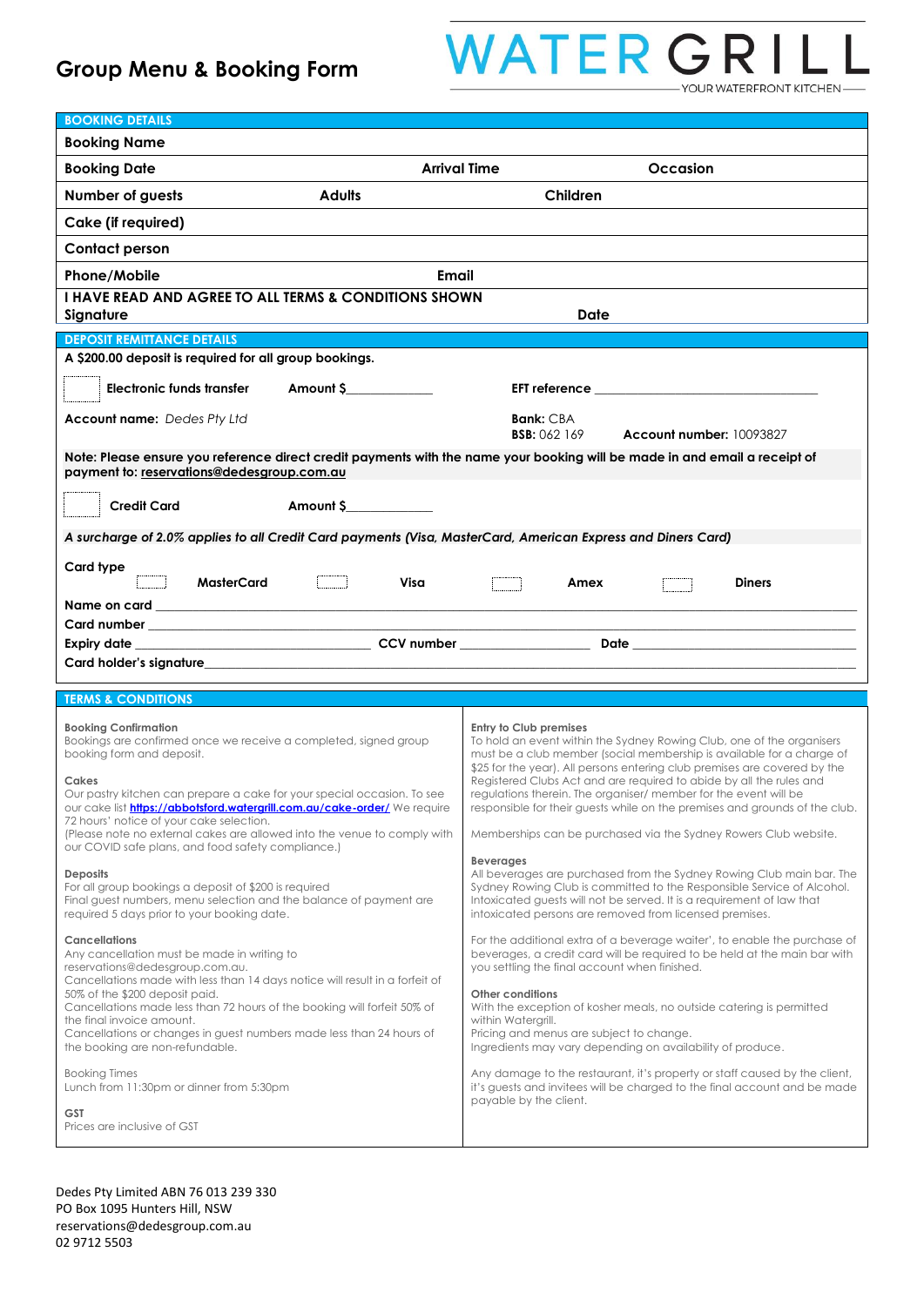# Group Menu & Booking Form

WATER GRILL

YOUR WATERFRONT KITCHEN

## BOOKING DETAILS

| | | |
|---|---|---|
| **Booking Name** | | |
| **Booking Date** | **Arrival Time** | **Occasion** |
| **Number of guests** | **Adults** | **Children** |
| **Cake (if required)** | | |
| **Contact person** | | |
| **Phone/Mobile** | **Email** | |
| **I HAVE READ AND AGREE TO ALL TERMS & CONDITIONS SHOWN** **Signature** | | **Date** |

## DEPOSIT REMITTANCE DETAILS

**A $200.00 deposit is required for all group bookings.**

☐ **Electronic funds transfer** **Amount $**\_\_\_\_\_\_\_\_\_\_\_\_ **EFT reference** \_\_\_\_\_\_\_\_\_\_\_\_\_\_\_\_\_\_\_\_\_\_\_\_\_\_\_\_

**Account name:** *Dedes Pty Ltd*

**Bank:** CBA
**BSB:** 062 169 **Account number:** 10093827

**Note: Please ensure you reference direct credit payments with the name your booking will be made in and email a receipt of payment to: reservations@dedesgroup.com.au**

☐ **Credit Card** **Amount $**\_\_\_\_\_\_\_\_\_\_\_\_

***A surcharge of 2.0% applies to all Credit Card payments (Visa, MasterCard, American Express and Diners Card)***

**Card type**

☐ **MasterCard** ☐ **Visa** ☐ **Amex** ☐ **Diners**

**Name on card** \_\_\_\_\_\_\_\_\_\_\_\_\_\_\_\_\_\_\_\_\_\_\_\_\_\_\_\_\_\_\_\_\_\_\_\_\_\_\_\_

**Card number** \_\_\_\_\_\_\_\_\_\_\_\_\_\_\_\_\_\_\_\_\_\_\_\_\_\_\_\_\_\_\_\_\_\_\_\_\_\_\_\_

**Expiry date** \_\_\_\_\_\_\_\_\_\_\_\_\_\_\_\_ **CCV number** \_\_\_\_\_\_\_\_\_\_ **Date** \_\_\_\_\_\_\_\_\_\_\_\_\_\_\_\_

**Card holder's signature**\_\_\_\_\_\_\_\_\_\_\_\_\_\_\_\_\_\_\_\_\_\_\_\_\_\_\_\_\_\_\_\_\_\_\_\_

## TERMS & CONDITIONS

**Booking Confirmation**
Bookings are confirmed once we receive a completed, signed group booking form and deposit.

**Cakes**
Our pastry kitchen can prepare a cake for your special occasion. To see our cake list **https://abbotsford.watergrill.com.au/cake-order/** We require 72 hours' notice of your cake selection.
(Please note no external cakes are allowed into the venue to comply with our COVID safe plans, and food safety compliance.)

**Deposits**
For all group bookings a deposit of $200 is required
Final guest numbers, menu selection and the balance of payment are required 5 days prior to your booking date.

**Cancellations**
Any cancellation must be made in writing to reservations@dedesgroup.com.au.
Cancellations made with less than 14 days notice will result in a forfeit of 50% of the $200 deposit paid.
Cancellations made less than 72 hours of the booking will forfeit 50% of the final invoice amount.
Cancellations or changes in guest numbers made less than 24 hours of the booking are non-refundable.

Booking Times
Lunch from 11:30pm or dinner from 5:30pm

**GST**
Prices are inclusive of GST

**Entry to Club premises**
To hold an event within the Sydney Rowing Club, one of the organisers must be a club member (social membership is available for a charge of $25 for the year). All persons entering club premises are covered by the Registered Clubs Act and are required to abide by all the rules and regulations therein. The organiser/ member for the event will be responsible for their guests while on the premises and grounds of the club.

Memberships can be purchased via the Sydney Rowers Club website.

**Beverages**
All beverages are purchased from the Sydney Rowing Club main bar. The Sydney Rowing Club is committed to the Responsible Service of Alcohol. Intoxicated guests will not be served. It is a requirement of law that intoxicated persons are removed from licensed premises.

For the additional extra of a beverage waiter', to enable the purchase of beverages, a credit card will be required to be held at the main bar with you settling the final account when finished.

**Other conditions**
With the exception of kosher meals, no outside catering is permitted within Watergrill.
Pricing and menus are subject to change.
Ingredients may vary depending on availability of produce.

Any damage to the restaurant, it's property or staff caused by the client, it's guests and invitees will be charged to the final account and be made payable by the client.

Dedes Pty Limited ABN 76 013 239 330
PO Box 1095 Hunters Hill, NSW
reservations@dedesgroup.com.au
02 9712 5503